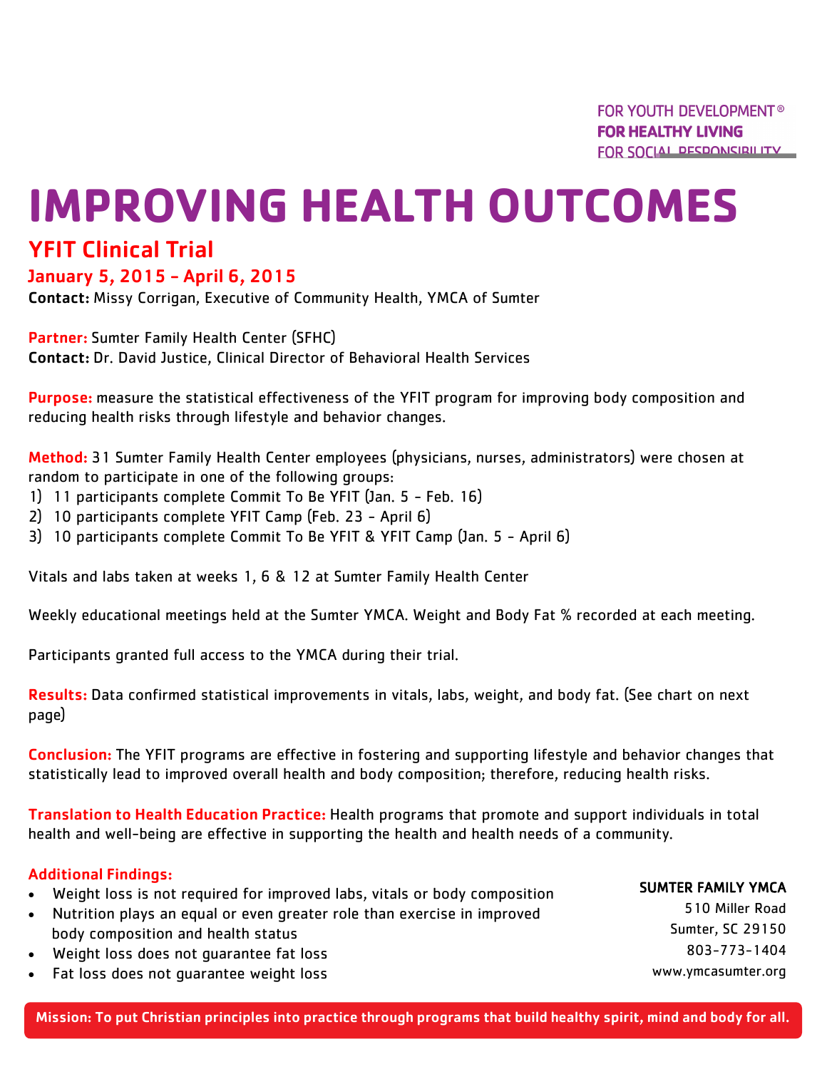FOR YOUTH DEVELOPMENT®
**FOR HEALTHY LIVING**
FOR SOCIAL RESPONSIBILITY

# IMPROVING HEALTH OUTCOMES

## YFIT Clinical Trial

### January 5, 2015 - April 6, 2015

**Contact:** Missy Corrigan, Executive of Community Health, YMCA of Sumter

**Partner:** Sumter Family Health Center (SFHC)
**Contact:** Dr. David Justice, Clinical Director of Behavioral Health Services

**Purpose:** measure the statistical effectiveness of the YFIT program for improving body composition and reducing health risks through lifestyle and behavior changes.

**Method:** 31 Sumter Family Health Center employees (physicians, nurses, administrators) were chosen at random to participate in one of the following groups:

1) 11 participants complete Commit To Be YFIT (Jan. 5 - Feb. 16)
2) 10 participants complete YFIT Camp (Feb. 23 - April 6)
3) 10 participants complete Commit To Be YFIT & YFIT Camp (Jan. 5 - April 6)

Vitals and labs taken at weeks 1, 6 & 12 at Sumter Family Health Center

Weekly educational meetings held at the Sumter YMCA. Weight and Body Fat % recorded at each meeting.

Participants granted full access to the YMCA during their trial.

**Results:** Data confirmed statistical improvements in vitals, labs, weight, and body fat. (See chart on next page)

**Conclusion:** The YFIT programs are effective in fostering and supporting lifestyle and behavior changes that statistically lead to improved overall health and body composition; therefore, reducing health risks.

**Translation to Health Education Practice:** Health programs that promote and support individuals in total health and well-being are effective in supporting the health and health needs of a community.

**Additional Findings:**

- Weight loss is not required for improved labs, vitals or body composition
- Nutrition plays an equal or even greater role than exercise in improved body composition and health status
- Weight loss does not guarantee fat loss
- Fat loss does not guarantee weight loss

**SUMTER FAMILY YMCA**
510 Miller Road
Sumter, SC 29150
803-773-1404
www.ymcasumter.org

**Mission: To put Christian principles into practice through programs that build healthy spirit, mind and body for all.**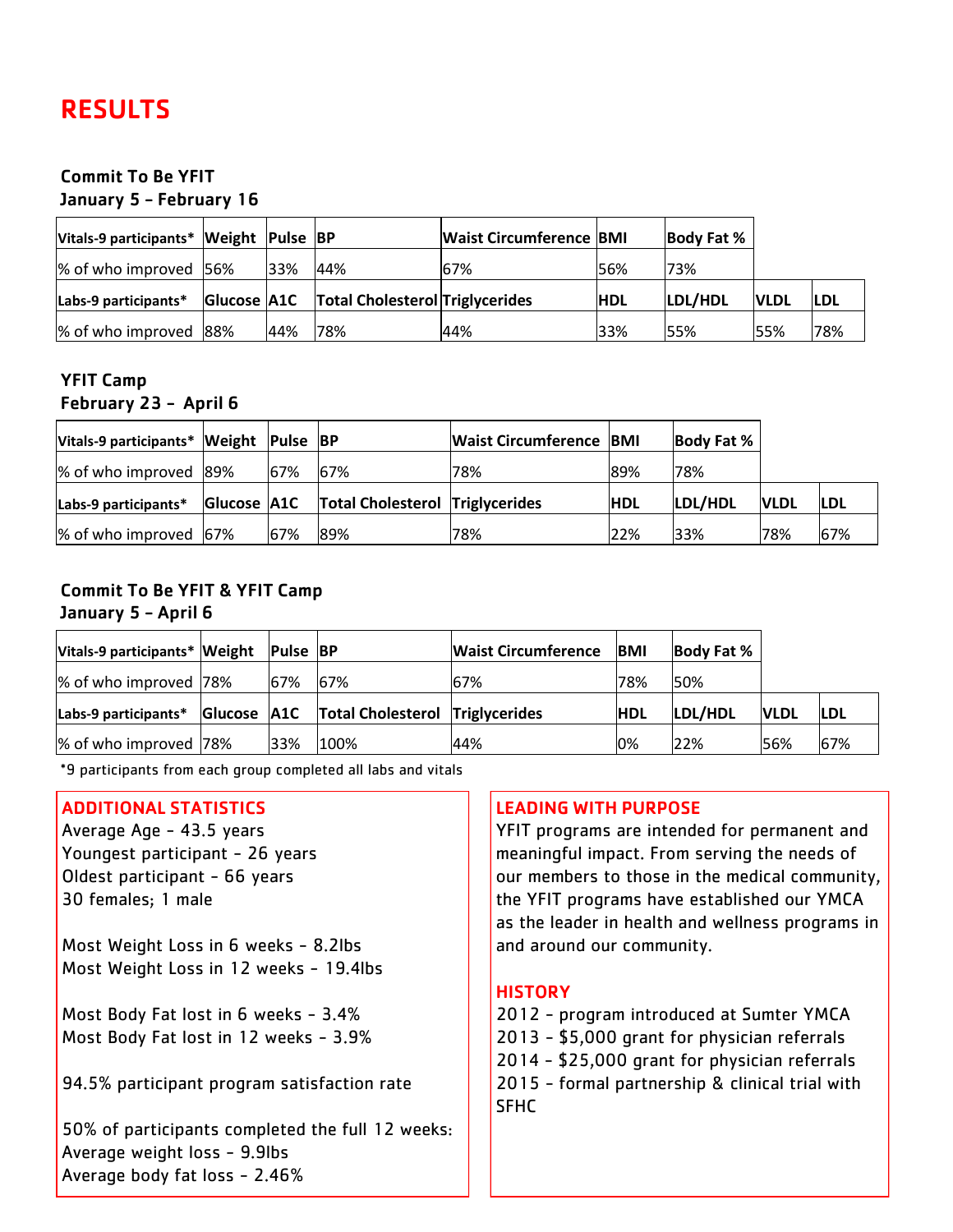# RESULTS

### Commit To Be YFIT
### January 5 – February 16

| Vitals-9 participants* | Weight | Pulse | BP | Waist Circumference | BMI | Body Fat % | | |
|---|---|---|---|---|---|---|---|---|
| % of who improved | 56% | 33% | 44% | 67% | 56% | 73% | | |
| **Labs-9 participants*** | **Glucose** | **A1C** | **Total Cholesterol** | **Triglycerides** | **HDL** | **LDL/HDL** | **VLDL** | **LDL** |
| % of who improved | 88% | 44% | 78% | 44% | 33% | 55% | 55% | 78% |

### YFIT Camp
### February 23 – April 6

| Vitals-9 participants* | Weight | Pulse | BP | Waist Circumference | BMI | Body Fat % | | |
|---|---|---|---|---|---|---|---|---|
| % of who improved | 89% | 67% | 67% | 78% | 89% | 78% | | |
| **Labs-9 participants*** | **Glucose** | **A1C** | **Total Cholesterol** | **Triglycerides** | **HDL** | **LDL/HDL** | **VLDL** | **LDL** |
| % of who improved | 67% | 67% | 89% | 78% | 22% | 33% | 78% | 67% |

### Commit To Be YFIT & YFIT Camp
### January 5 – April 6

| Vitals-9 participants* | Weight | Pulse | BP | Waist Circumference | BMI | Body Fat % | | |
|---|---|---|---|---|---|---|---|---|
| % of who improved | 78% | 67% | 67% | 67% | 78% | 50% | | |
| **Labs-9 participants*** | **Glucose** | **A1C** | **Total Cholesterol** | **Triglycerides** | **HDL** | **LDL/HDL** | **VLDL** | **LDL** |
| % of who improved | 78% | 33% | 100% | 44% | 0% | 22% | 56% | 67% |

*9 participants from each group completed all labs and vitals

## ADDITIONAL STATISTICS

Average Age - 43.5 years
Youngest participant - 26 years
Oldest participant - 66 years
30 females; 1 male

Most Weight Loss in 6 weeks - 8.2lbs
Most Weight Loss in 12 weeks - 19.4lbs

Most Body Fat lost in 6 weeks - 3.4%
Most Body Fat lost in 12 weeks - 3.9%

94.5% participant program satisfaction rate

50% of participants completed the full 12 weeks:
Average weight loss - 9.9lbs
Average body fat loss - 2.46%

## LEADING WITH PURPOSE

YFIT programs are intended for permanent and meaningful impact. From serving the needs of our members to those in the medical community, the YFIT programs have established our YMCA as the leader in health and wellness programs in and around our community.

## HISTORY

2012 - program introduced at Sumter YMCA
2013 - $5,000 grant for physician referrals
2014 - $25,000 grant for physician referrals
2015 - formal partnership & clinical trial with SFHC